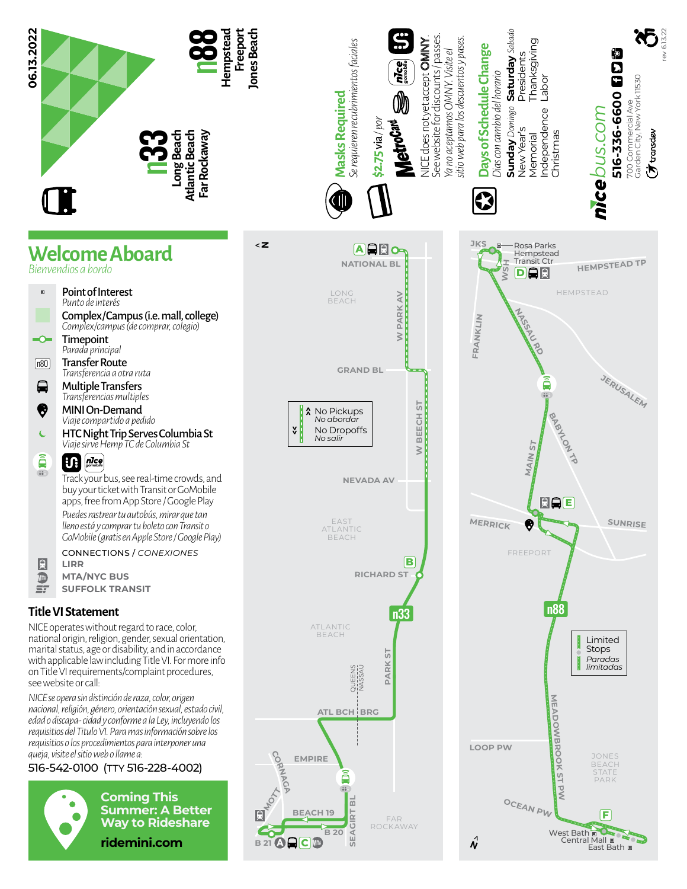06.13.2022

# n33 Long Beach Atlantic Beach Far Rockaway

# n88 Hempstead Freeport Jones Beach

**Masks Required**
*Se requieren recubrimientos faciales*

**$2.75** via / *por* MetroCard

NICE does not yet accept **OMNY**. See website for discounts / passes.
*Ya no aceptamos OMNY. Visite el sitio web para los descuentos y pases.*

**Days of Schedule Change**
*Días con cambio del horario*

**Sunday** *Domingo* — New Year's, Memorial, Independence, Christmas
**Saturday** *Sabado* — Presidents, Thanksgiving, Labor

**nicebus.com**
**516-336-6600**
700 Commercial Ave
Garden City, New York 11530
transdev

rev 6.13.22

## Welcome Aboard
*Bienvendios a bordo*

- **Point of Interest** — *Punto de interés*
- **Complex/Campus (i.e. mall, college)** — *Complex/campus (de comprar, colegio)*
- **Timepoint** — *Parada principal*
- **Transfer Route** — *Transferencia a otra ruta*
- **Multiple Transfers** — *Transferencias multiples*
- **MINI On-Demand** — *Viaje compartido a pedido*
- **HTC Night Trip Serves Columbia St** — *Viaje sirve Hemp TC de Columbia St*

Track your bus, see real-time crowds, and buy your ticket with Transit or GoMobile apps, free from App Store / Google Play

*Puedes rastrear tu autobús, mirar que tan lleno está y comprar tu boleto con Transit o GoMobile (gratis en Apple Store / Google Play)*

CONNECTIONS / *CONEXIONES*
- LIRR
- MTA/NYC BUS
- SUFFOLK TRANSIT

## Title VI Statement

NICE operates without regard to race, color, national origin, religion, gender, sexual orientation, marital status, age or disability, and in accordance with applicable law including Title VI. For more info on Title VI requirements/complaint procedures, see website or call:

*NICE se opera sin distinción de raza, color, origen nacional, religión, género, orientación sexual, estado civil, edad o discapa- cidad y conforme a la Ley, incluyendo los requisitios del Titulo VI. Para mas información sobre los requisitios o los procedimientos para interponer una queja, visite el sitio web o llame a:*

516-542-0100 (TTY 516-228-4002)

**Coming This Summer: A Better Way to Rideshare**
**ridemini.com**

### n33 Map

No Pickups / *No abordar*
No Dropoffs / *No salir*

Timepoints: A — National Bl; B — Richard St; C — B 20 / Seagirt Bl

Streets: National Bl, W Park Av, Grand Bl, W Beech St, Nevada Av, Richard St, Park St, Atl Bch Brg, Empire, Cornaga, Mott, Beach 19, B 20, B 21, Seagirt Bl

Areas: Long Beach, East Atlantic Beach, Atlantic Beach, Queens / Nassau, Far Rockaway

### n88 Map

Limited Stops / *Paradas limitadas*

Timepoints: D — Rosa Parks Hempstead Transit Ctr; E — Freeport; F — West Bath / Central Mall / East Bath

Streets: JKS, WSH, Hempstead Tp, Franklin, Nassau Rd, Jerusalem, Babylon Tp, Main St, Merrick, Sunrise, Meadowbrook St Pw, Loop Pw, Ocean Pw

Areas: Hempstead, Freeport, Jones Beach State Park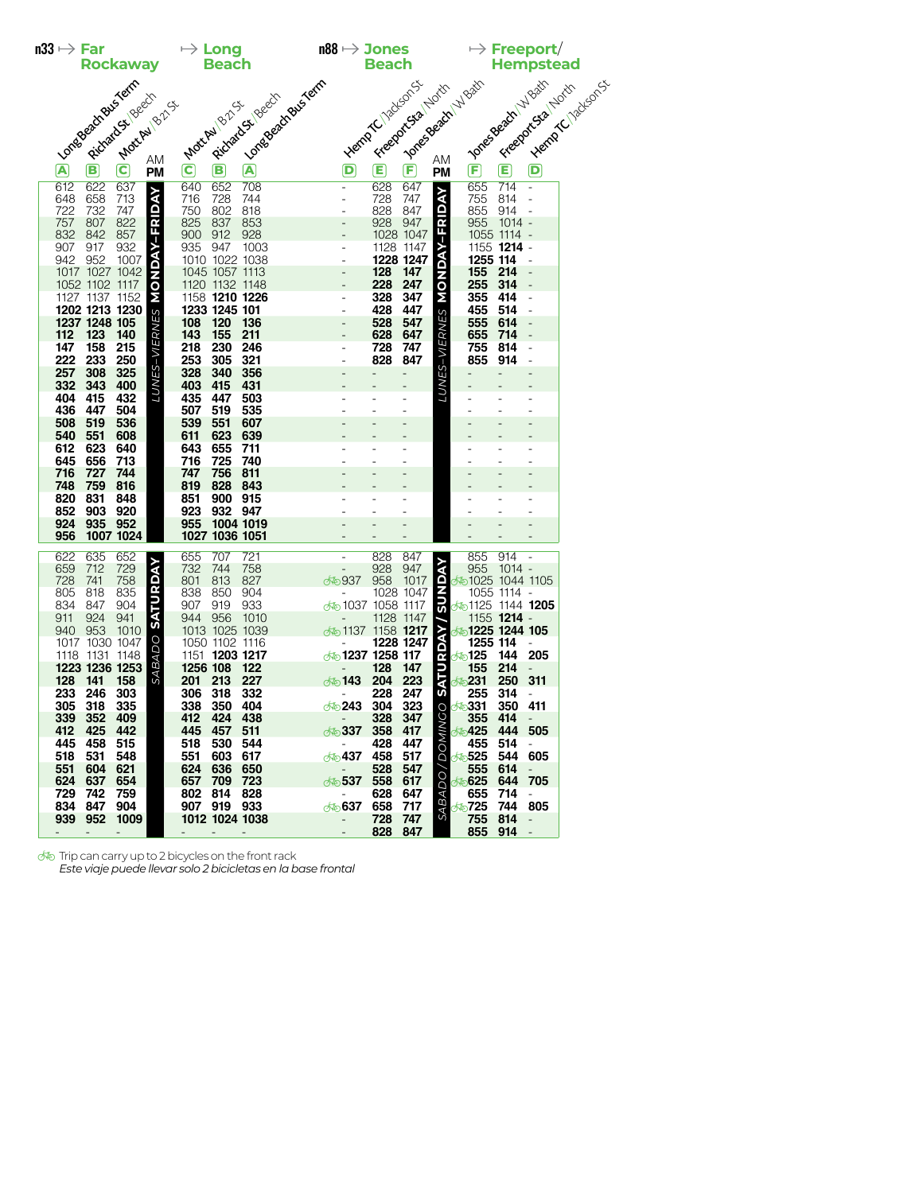## n33 → Far Rockaway / → Long Beach

| Long Beach Bus Term (A) | Richard St/Beech (B) | Mott Av/B21 St (C) | AM/PM | Mott Av/B21 St (C) | Richard St/Beech (B) | Long Beach Bus Term (A) |
|---|---|---|---|---|---|---|
| | | | **MONDAY–FRIDAY** / *LUNES–VIERNES* | | | |
| 612 | 622 | 637 | | 640 | 652 | 708 |
| 648 | 658 | 713 | | 716 | 728 | 744 |
| 722 | 732 | 747 | | 750 | 802 | 818 |
| 757 | 807 | 822 | | 825 | 837 | 853 |
| 832 | 842 | 857 | | 900 | 912 | 928 |
| 907 | 917 | 932 | | 935 | 947 | 1003 |
| 942 | 952 | 1007 | | 1010 | 1022 | 1038 |
| 1017 | 1027 | 1042 | | 1045 | 1057 | 1113 |
| 1052 | 1102 | 1117 | | 1120 | 1132 | 1148 |
| 1127 | 1137 | 1152 | | 1158 | **1210** | **1226** |
| **1202** | **1213** | **1230** | | **1233** | **1245** | **101** |
| **1237** | **1248** | **105** | | **108** | **120** | **136** |
| **112** | **123** | **140** | | **143** | **155** | **211** |
| **147** | **158** | **215** | | **218** | **230** | **246** |
| **222** | **233** | **250** | | **253** | **305** | **321** |
| **257** | **308** | **325** | | **328** | **340** | **356** |
| **332** | **343** | **400** | | **403** | **415** | **431** |
| **404** | **415** | **432** | | **435** | **447** | **503** |
| **436** | **447** | **504** | | **507** | **519** | **535** |
| **508** | **519** | **536** | | **539** | **551** | **607** |
| **540** | **551** | **608** | | **611** | **623** | **639** |
| **612** | **623** | **640** | | **643** | **655** | **711** |
| **645** | **656** | **713** | | **716** | **725** | **740** |
| **716** | **727** | **744** | | **747** | **756** | **811** |
| **748** | **759** | **816** | | **819** | **828** | **843** |
| **820** | **831** | **848** | | **851** | **900** | **915** |
| **852** | **903** | **920** | | **923** | **932** | **947** |
| **924** | **935** | **952** | | **955** | **1004** | **1019** |
| **956** | **1007** | **1024** | | **1027** | **1036** | **1051** |
| | | | **SATURDAY** / *SABADO* | | | |
| 622 | 635 | 652 | | 655 | 707 | 721 |
| 659 | 712 | 729 | | 732 | 744 | 758 |
| 728 | 741 | 758 | | 801 | 813 | 827 |
| 805 | 818 | 835 | | 838 | 850 | 904 |
| 834 | 847 | 904 | | 907 | 919 | 933 |
| 911 | 924 | 941 | | 944 | 956 | 1010 |
| 940 | 953 | 1010 | | 1013 | 1025 | 1039 |
| 1017 | 1030 | 1047 | | 1050 | 1102 | 1116 |
| 1118 | 1131 | 1148 | | 1151 | **1203** | **1217** |
| **1223** | **1236** | **1253** | | **1256** | **108** | **122** |
| **128** | **141** | **158** | | **201** | **213** | **227** |
| **233** | **246** | **303** | | **306** | **318** | **332** |
| **305** | **318** | **335** | | **338** | **350** | **404** |
| **339** | **352** | **409** | | **412** | **424** | **438** |
| **412** | **425** | **442** | | **445** | **457** | **511** |
| **445** | **458** | **515** | | **518** | **530** | **544** |
| **518** | **531** | **548** | | **551** | **603** | **617** |
| **551** | **604** | **621** | | **624** | **636** | **650** |
| **624** | **637** | **654** | | **657** | **709** | **723** |
| **729** | **742** | **759** | | **802** | **814** | **828** |
| **834** | **847** | **904** | | **907** | **919** | **933** |
| **939** | **952** | **1009** | | **1012** | **1024** | **1038** |
| - | - | - | | - | - | - |

## n88 → Jones Beach / → Freeport/Hempstead

| Hemp TC/Jackson St (D) | Freeport Sta/North (E) | Jones Beach/W Bath (F) | AM/PM | Jones Beach/W Bath (F) | Freeport Sta/North (E) | Hemp TC/Jackson St (D) |
|---|---|---|---|---|---|---|
| | | | **MONDAY–FRIDAY** / *LUNES–VIERNES* | | | |
| - | 628 | 647 | | 655 | 714 | - |
| - | 728 | 747 | | 755 | 814 | - |
| - | 828 | 847 | | 855 | 914 | - |
| - | 928 | 947 | | 955 | 1014 | - |
| - | 1028 | 1047 | | 1055 | 1114 | - |
| - | 1128 | 1147 | | 1155 | **1214** | - |
| - | **1228** | **1247** | | **1255** | **114** | - |
| - | **128** | **147** | | **155** | **214** | - |
| - | **228** | **247** | | **255** | **314** | - |
| - | **328** | **347** | | **355** | **414** | - |
| - | **428** | **447** | | **455** | **514** | - |
| - | **528** | **547** | | **555** | **614** | - |
| - | **628** | **647** | | **655** | **714** | - |
| - | **728** | **747** | | **755** | **814** | - |
| - | **828** | **847** | | **855** | **914** | - |
| - | - | - | | - | - | - |
| - | - | - | | - | - | - |
| - | - | - | | - | - | - |
| - | - | - | | - | - | - |
| - | - | - | | - | - | - |
| - | - | - | | - | - | - |
| - | - | - | | - | - | - |
| - | - | - | | - | - | - |
| - | - | - | | - | - | - |
| - | - | - | | - | - | - |
| - | - | - | | - | - | - |
| - | - | - | | - | - | - |
| - | - | - | | - | - | - |
| - | - | - | | - | - | - |
| | | | **SATURDAY / SUNDAY** / *SABADO / DOMINGO* | | | |
| - | 828 | 847 | | 855 | 914 | - |
| - | 928 | 947 | | 955 | 1014 | - |
| 🚲 937 | 958 | 1017 | | 🚲 1025 | 1044 | 1105 |
| - | 1028 | 1047 | | 1055 | 1114 | - |
| 🚲 1037 | 1058 | 1117 | | 🚲 1125 | 1144 | **1205** |
| - | 1128 | 1147 | | 1155 | **1214** | - |
| 🚲 1137 | 1158 | **1217** | | 🚲 **1225** | **1244** | **105** |
| - | **1228** | **1247** | | **1255** | **114** | - |
| 🚲 **1237** | **1258** | **117** | | 🚲 **125** | **144** | **205** |
| - | **128** | **147** | | **155** | **214** | - |
| 🚲 **143** | **204** | **223** | | 🚲 **231** | **250** | **311** |
| - | **228** | **247** | | **255** | **314** | - |
| 🚲 **243** | **304** | **323** | | 🚲 **331** | **350** | **411** |
| - | **328** | **347** | | **355** | **414** | - |
| 🚲 **337** | **358** | **417** | | 🚲 **425** | **444** | **505** |
| - | **428** | **447** | | **455** | **514** | - |
| 🚲 **437** | **458** | **517** | | 🚲 **525** | **544** | **605** |
| - | **528** | **547** | | **555** | **614** | - |
| 🚲 **537** | **558** | **617** | | 🚲 **625** | **644** | **705** |
| - | **628** | **647** | | **655** | **714** | - |
| 🚲 **637** | **658** | **717** | | 🚲 **725** | **744** | **805** |
| - | **728** | **747** | | **755** | **814** | - |
| - | **828** | **847** | | **855** | **914** | - |

🚲 Trip can carry up to 2 bicycles on the front rack
*Este viaje puede llevar solo 2 bicicletas en la base frontal*